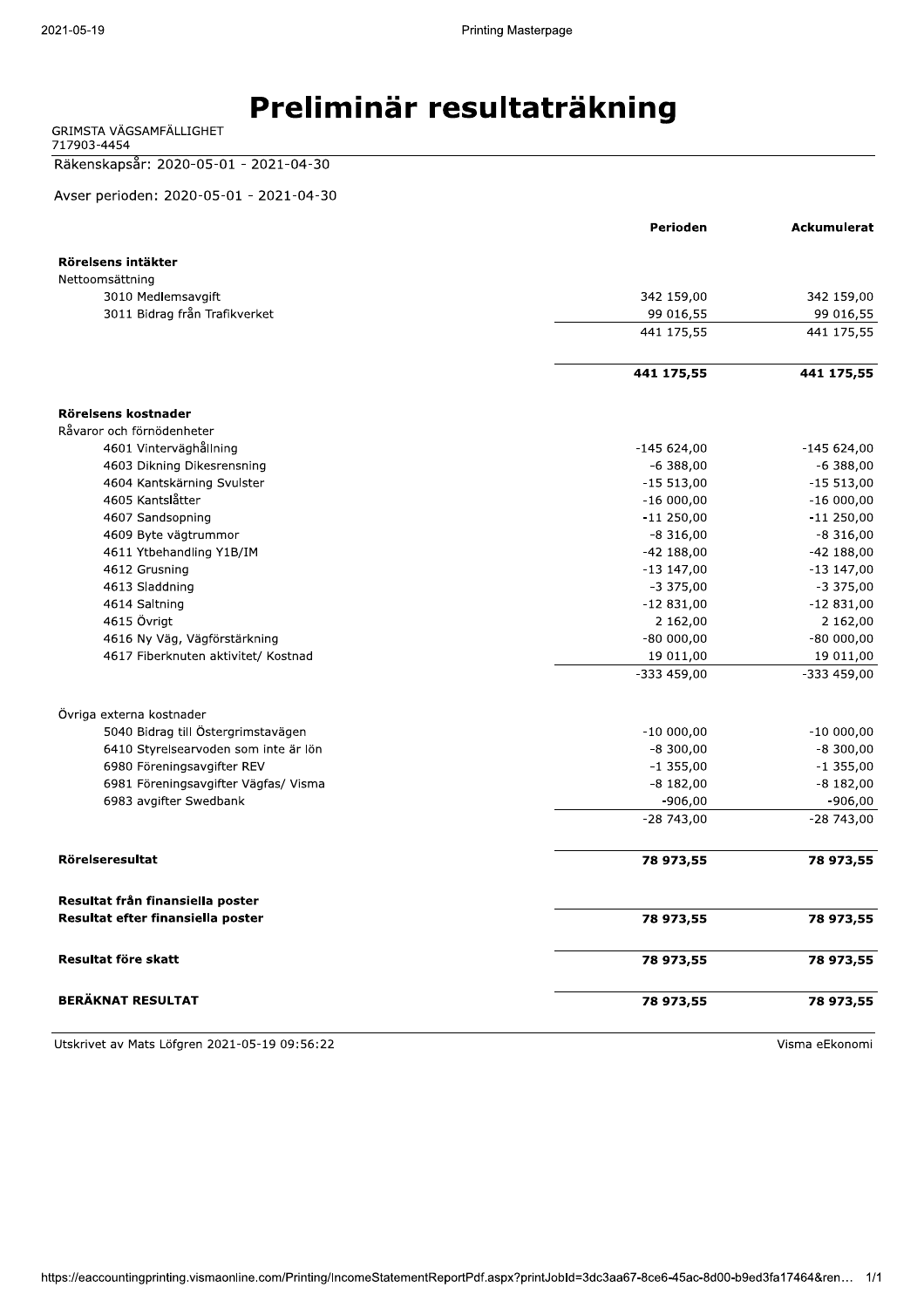# Preliminär resultaträkning

GRIMSTA VÄGSAMFÄLLIGHET
717903-4454

Räkenskapsår: 2020-05-01 - 2021-04-30

Avser perioden: 2020-05-01 - 2021-04-30

| | Perioden | Ackumulerat |
|---|---|---|
| **Rörelsens intäkter** | | |
| Nettoomsättning | | |
| 3010 Medlemsavgift | 342 159,00 | 342 159,00 |
| 3011 Bidrag från Trafikverket | 99 016,55 | 99 016,55 |
| | 441 175,55 | 441 175,55 |
| | **441 175,55** | **441 175,55** |
| **Rörelsens kostnader** | | |
| Råvaror och förnödenheter | | |
| 4601 Vinterväghållning | -145 624,00 | -145 624,00 |
| 4603 Dikning Dikesrensning | -6 388,00 | -6 388,00 |
| 4604 Kantskärning Svulster | -15 513,00 | -15 513,00 |
| 4605 Kantslåtter | -16 000,00 | -16 000,00 |
| 4607 Sandsopning | -11 250,00 | -11 250,00 |
| 4609 Byte vägtrummor | -8 316,00 | -8 316,00 |
| 4611 Ytbehandling Y1B/IM | -42 188,00 | -42 188,00 |
| 4612 Grusning | -13 147,00 | -13 147,00 |
| 4613 Sladdning | -3 375,00 | -3 375,00 |
| 4614 Saltning | -12 831,00 | -12 831,00 |
| 4615 Övrigt | 2 162,00 | 2 162,00 |
| 4616 Ny Väg, Vägförstärkning | -80 000,00 | -80 000,00 |
| 4617 Fiberknuten aktivitet/ Kostnad | 19 011,00 | 19 011,00 |
| | -333 459,00 | -333 459,00 |
| Övriga externa kostnader | | |
| 5040 Bidrag till Östergrimstavägen | -10 000,00 | -10 000,00 |
| 6410 Styrelsearvoden som inte är lön | -8 300,00 | -8 300,00 |
| 6980 Föreningsavgifter REV | -1 355,00 | -1 355,00 |
| 6981 Föreningsavgifter Vägfas/ Visma | -8 182,00 | -8 182,00 |
| 6983 avgifter Swedbank | -906,00 | -906,00 |
| | -28 743,00 | -28 743,00 |
| **Rörelseresultat** | **78 973,55** | **78 973,55** |
| **Resultat från finansiella poster** | | |
| **Resultat efter finansiella poster** | **78 973,55** | **78 973,55** |
| **Resultat före skatt** | **78 973,55** | **78 973,55** |
| **BERÄKNAT RESULTAT** | **78 973,55** | **78 973,55** |

Utskrivet av Mats Löfgren 2021-05-19 09:56:22

Visma eEkonomi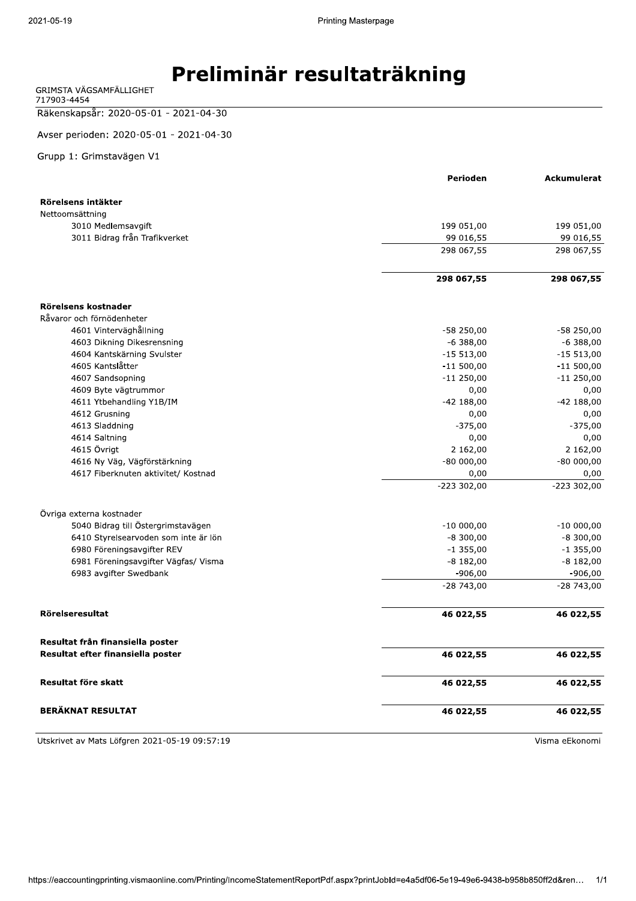# Preliminär resultaträkning

GRIMSTA VÄGSAMFÄLLIGHET
717903-4454

Räkenskapsår: 2020-05-01 - 2021-04-30

Avser perioden: 2020-05-01 - 2021-04-30

Grupp 1: Grimstavägen V1

| | Perioden | Ackumulerat |
|---|---|---|
| **Rörelsens intäkter** | | |
| Nettoomsättning | | |
| 3010 Medlemsavgift | 199 051,00 | 199 051,00 |
| 3011 Bidrag från Trafikverket | 99 016,55 | 99 016,55 |
| | 298 067,55 | 298 067,55 |
| | **298 067,55** | **298 067,55** |
| **Rörelsens kostnader** | | |
| Råvaror och förnödenheter | | |
| 4601 Vinterväghållning | -58 250,00 | -58 250,00 |
| 4603 Dikning Dikesrensning | -6 388,00 | -6 388,00 |
| 4604 Kantskärning Svulster | -15 513,00 | -15 513,00 |
| 4605 Kantslåtter | -11 500,00 | -11 500,00 |
| 4607 Sandsopning | -11 250,00 | -11 250,00 |
| 4609 Byte vägtrummor | 0,00 | 0,00 |
| 4611 Ytbehandling Y1B/IM | -42 188,00 | -42 188,00 |
| 4612 Grusning | 0,00 | 0,00 |
| 4613 Sladdning | -375,00 | -375,00 |
| 4614 Saltning | 0,00 | 0,00 |
| 4615 Övrigt | 2 162,00 | 2 162,00 |
| 4616 Ny Väg, Vägförstärkning | -80 000,00 | -80 000,00 |
| 4617 Fiberknuten aktivitet/ Kostnad | 0,00 | 0,00 |
| | -223 302,00 | -223 302,00 |
| Övriga externa kostnader | | |
| 5040 Bidrag till Östergrimstavägen | -10 000,00 | -10 000,00 |
| 6410 Styrelsearvoden som inte är lön | -8 300,00 | -8 300,00 |
| 6980 Föreningsavgifter REV | -1 355,00 | -1 355,00 |
| 6981 Föreningsavgifter Vägfas/ Visma | -8 182,00 | -8 182,00 |
| 6983 avgifter Swedbank | -906,00 | -906,00 |
| | -28 743,00 | -28 743,00 |
| **Rörelseresultat** | **46 022,55** | **46 022,55** |
| **Resultat från finansiella poster** | | |
| **Resultat efter finansiella poster** | **46 022,55** | **46 022,55** |
| **Resultat före skatt** | **46 022,55** | **46 022,55** |
| **BERÄKNAT RESULTAT** | **46 022,55** | **46 022,55** |

Utskrivet av Mats Löfgren 2021-05-19 09:57:19 — Visma eEkonomi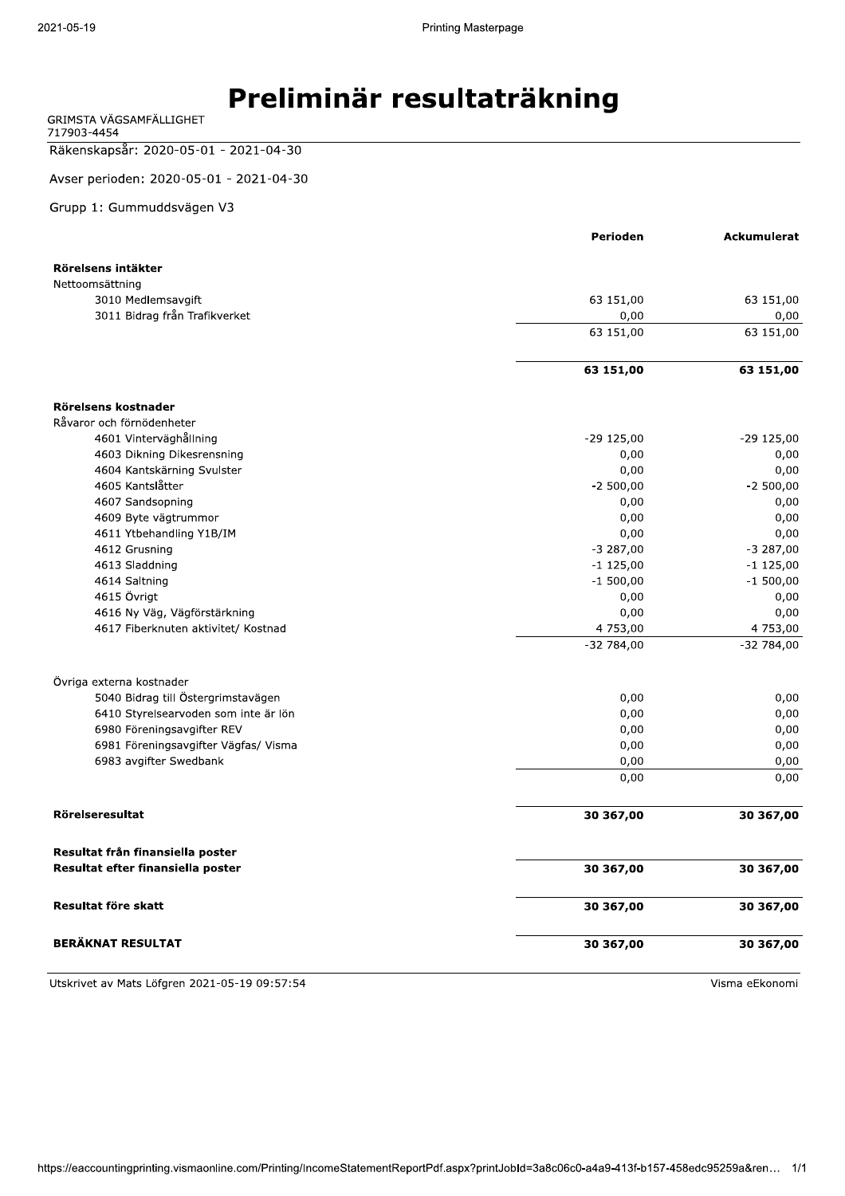# Preliminär resultaträkning

GRIMSTA VÄGSAMFÄLLIGHET
717903-4454

Räkenskapsår: 2020-05-01 - 2021-04-30

Avser perioden: 2020-05-01 - 2021-04-30

Grupp 1: Gummuddsvägen V3

| | Perioden | Ackumulerat |
|---|---|---|
| **Rörelsens intäkter** | | |
| Nettoomsättning | | |
| 3010 Medlemsavgift | 63 151,00 | 63 151,00 |
| 3011 Bidrag från Trafikverket | 0,00 | 0,00 |
| | 63 151,00 | 63 151,00 |
| | **63 151,00** | **63 151,00** |
| **Rörelsens kostnader** | | |
| Råvaror och förnödenheter | | |
| 4601 Vinterväghållning | -29 125,00 | -29 125,00 |
| 4603 Dikning Dikesrensning | 0,00 | 0,00 |
| 4604 Kantskärning Svulster | 0,00 | 0,00 |
| 4605 Kantslåtter | -2 500,00 | -2 500,00 |
| 4607 Sandsopning | 0,00 | 0,00 |
| 4609 Byte vägtrummor | 0,00 | 0,00 |
| 4611 Ytbehandling Y1B/IM | 0,00 | 0,00 |
| 4612 Grusning | -3 287,00 | -3 287,00 |
| 4613 Sladdning | -1 125,00 | -1 125,00 |
| 4614 Saltning | -1 500,00 | -1 500,00 |
| 4615 Övrigt | 0,00 | 0,00 |
| 4616 Ny Väg, Vägförstärkning | 0,00 | 0,00 |
| 4617 Fiberknuten aktivitet/ Kostnad | 4 753,00 | 4 753,00 |
| | -32 784,00 | -32 784,00 |
| Övriga externa kostnader | | |
| 5040 Bidrag till Östergrimstavägen | 0,00 | 0,00 |
| 6410 Styrelsearvoden som inte är lön | 0,00 | 0,00 |
| 6980 Föreningsavgifter REV | 0,00 | 0,00 |
| 6981 Föreningsavgifter Vägfas/ Visma | 0,00 | 0,00 |
| 6983 avgifter Swedbank | 0,00 | 0,00 |
| | 0,00 | 0,00 |
| **Rörelseresultat** | **30 367,00** | **30 367,00** |
| **Resultat från finansiella poster** | | |
| **Resultat efter finansiella poster** | **30 367,00** | **30 367,00** |
| **Resultat före skatt** | **30 367,00** | **30 367,00** |
| **BERÄKNAT RESULTAT** | **30 367,00** | **30 367,00** |

Utskrivet av Mats Löfgren 2021-05-19 09:57:54

Visma eEkonomi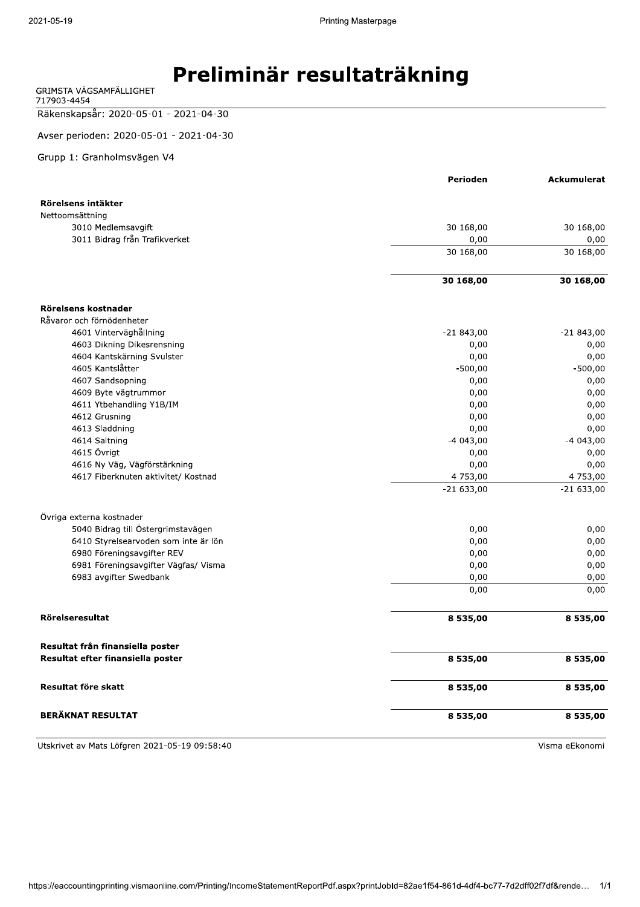# Preliminär resultaträkning

GRIMSTA VÄGSAMFÄLLIGHET
717903-4454

Räkenskapsår: 2020-05-01 - 2021-04-30

Avser perioden: 2020-05-01 - 2021-04-30

Grupp 1: Granholmsvägen V4

| | Perioden | Ackumulerat |
|---|---|---|
| **Rörelsens intäkter** | | |
| Nettoomsättning | | |
| 3010 Medlemsavgift | 30 168,00 | 30 168,00 |
| 3011 Bidrag från Trafikverket | 0,00 | 0,00 |
| | 30 168,00 | 30 168,00 |
| | **30 168,00** | **30 168,00** |
| **Rörelsens kostnader** | | |
| Råvaror och förnödenheter | | |
| 4601 Vinterväghållning | -21 843,00 | -21 843,00 |
| 4603 Dikning Dikesrensning | 0,00 | 0,00 |
| 4604 Kantskärning Svulster | 0,00 | 0,00 |
| 4605 Kantslåtter | -500,00 | -500,00 |
| 4607 Sandsopning | 0,00 | 0,00 |
| 4609 Byte vägtrummor | 0,00 | 0,00 |
| 4611 Ytbehandling Y1B/IM | 0,00 | 0,00 |
| 4612 Grusning | 0,00 | 0,00 |
| 4613 Sladdning | 0,00 | 0,00 |
| 4614 Saltning | -4 043,00 | -4 043,00 |
| 4615 Övrigt | 0,00 | 0,00 |
| 4616 Ny Väg, Vägförstärkning | 0,00 | 0,00 |
| 4617 Fiberknuten aktivitet/ Kostnad | 4 753,00 | 4 753,00 |
| | -21 633,00 | -21 633,00 |
| Övriga externa kostnader | | |
| 5040 Bidrag till Östergrimstavägen | 0,00 | 0,00 |
| 6410 Styrelsearvoden som inte är lön | 0,00 | 0,00 |
| 6980 Föreningsavgifter REV | 0,00 | 0,00 |
| 6981 Föreningsavgifter Vägfas/ Visma | 0,00 | 0,00 |
| 6983 avgifter Swedbank | 0,00 | 0,00 |
| | 0,00 | 0,00 |
| **Rörelseresultat** | **8 535,00** | **8 535,00** |
| **Resultat från finansiella poster** | | |
| **Resultat efter finansiella poster** | **8 535,00** | **8 535,00** |
| **Resultat före skatt** | **8 535,00** | **8 535,00** |
| **BERÄKNAT RESULTAT** | **8 535,00** | **8 535,00** |

Utskrivet av Mats Löfgren 2021-05-19 09:58:40

Visma eEkonomi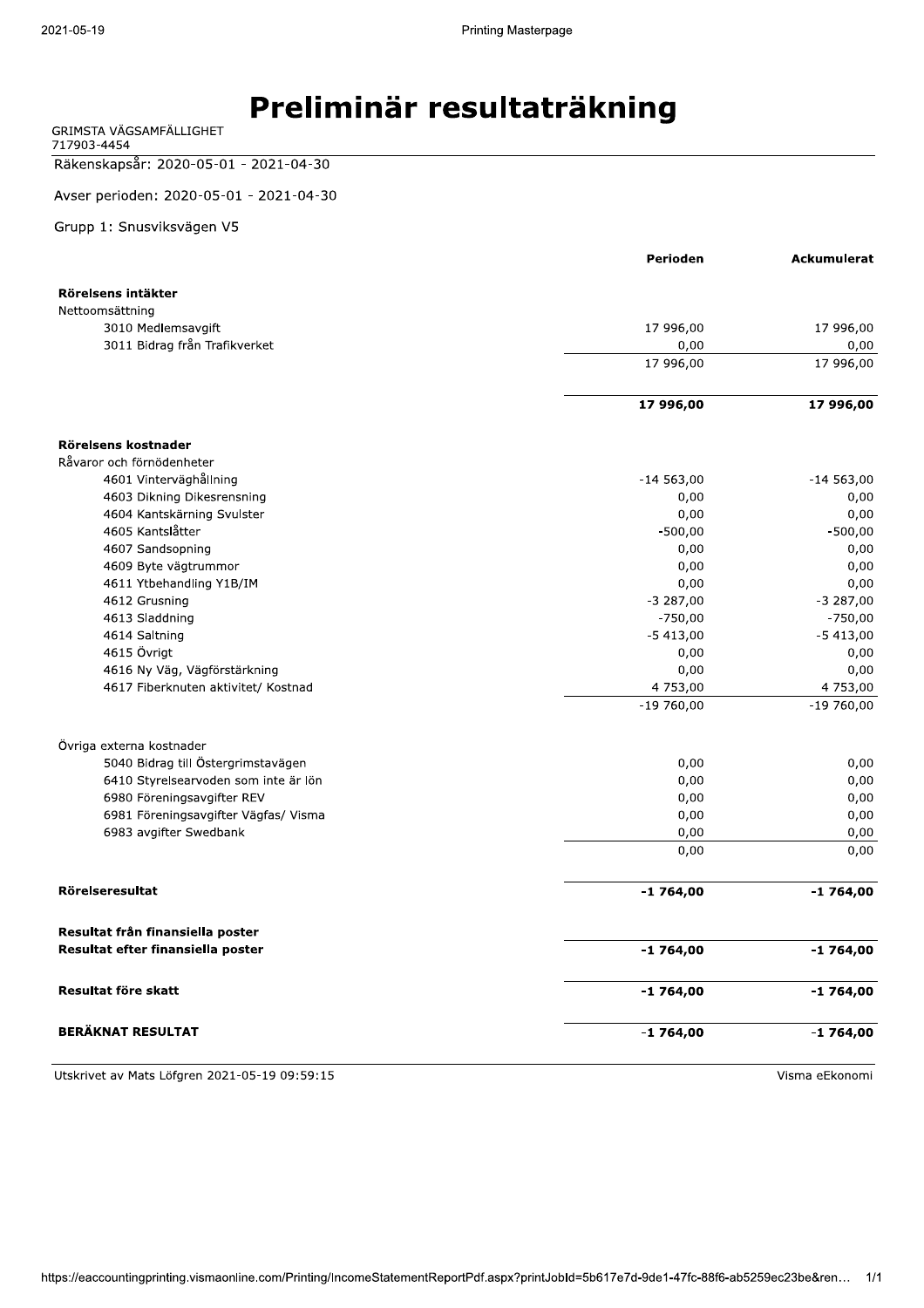# Preliminär resultaträkning

GRIMSTA VÄGSAMFÄLLIGHET
717903-4454

Räkenskapsår: 2020-05-01 - 2021-04-30

Avser perioden: 2020-05-01 - 2021-04-30

Grupp 1: Snusviksvägen V5

| | Perioden | Ackumulerat |
|---|---|---|
| **Rörelsens intäkter** | | |
| Nettoomsättning | | |
| 3010 Medlemsavgift | 17 996,00 | 17 996,00 |
| 3011 Bidrag från Trafikverket | 0,00 | 0,00 |
| | 17 996,00 | 17 996,00 |
| | **17 996,00** | **17 996,00** |
| **Rörelsens kostnader** | | |
| Råvaror och förnödenheter | | |
| 4601 Vinterväghållning | -14 563,00 | -14 563,00 |
| 4603 Dikning Dikesrensning | 0,00 | 0,00 |
| 4604 Kantskärning Svulster | 0,00 | 0,00 |
| 4605 Kantslåtter | -500,00 | -500,00 |
| 4607 Sandsopning | 0,00 | 0,00 |
| 4609 Byte vägtrummor | 0,00 | 0,00 |
| 4611 Ytbehandling Y1B/IM | 0,00 | 0,00 |
| 4612 Grusning | -3 287,00 | -3 287,00 |
| 4613 Sladdning | -750,00 | -750,00 |
| 4614 Saltning | -5 413,00 | -5 413,00 |
| 4615 Övrigt | 0,00 | 0,00 |
| 4616 Ny Väg, Vägförstärkning | 0,00 | 0,00 |
| 4617 Fiberknuten aktivitet/ Kostnad | 4 753,00 | 4 753,00 |
| | -19 760,00 | -19 760,00 |
| Övriga externa kostnader | | |
| 5040 Bidrag till Östergrimstavägen | 0,00 | 0,00 |
| 6410 Styrelsearvoden som inte är lön | 0,00 | 0,00 |
| 6980 Föreningsavgifter REV | 0,00 | 0,00 |
| 6981 Föreningsavgifter Vägfas/ Visma | 0,00 | 0,00 |
| 6983 avgifter Swedbank | 0,00 | 0,00 |
| | 0,00 | 0,00 |
| **Rörelseresultat** | **-1 764,00** | **-1 764,00** |
| **Resultat från finansiella poster** | | |
| **Resultat efter finansiella poster** | **-1 764,00** | **-1 764,00** |
| **Resultat före skatt** | **-1 764,00** | **-1 764,00** |
| **BERÄKNAT RESULTAT** | -1 764,00 | -1 764,00 |

Utskrivet av Mats Löfgren 2021-05-19 09:59:15

Visma eEkonomi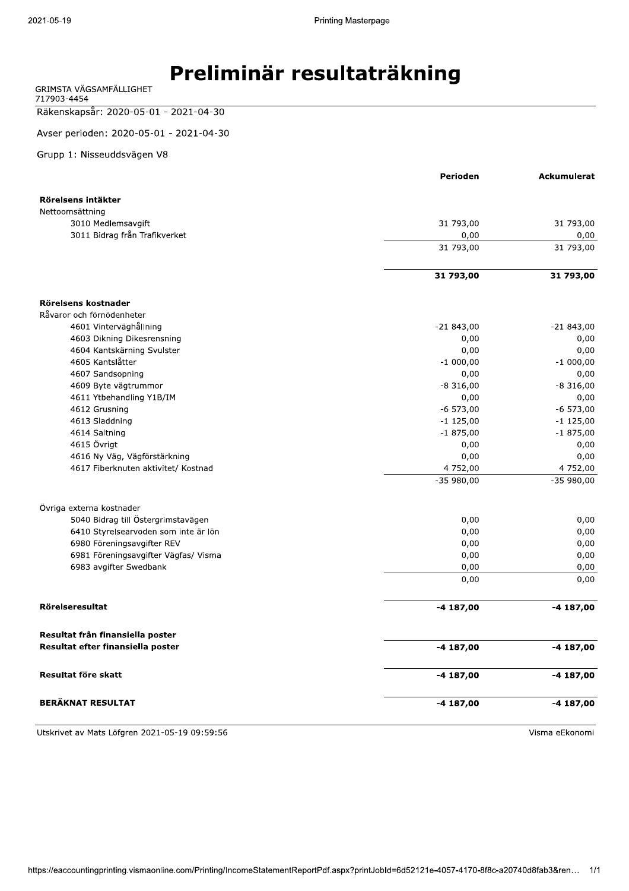# Preliminär resultaträkning

GRIMSTA VÄGSAMFÄLLIGHET
717903-4454

Räkenskapsår: 2020-05-01 - 2021-04-30

Avser perioden: 2020-05-01 - 2021-04-30

Grupp 1: Nisseuddsvägen V8

| | Perioden | Ackumulerat |
|---|---|---|
| **Rörelsens intäkter** | | |
| Nettoomsättning | | |
| 3010 Medlemsavgift | 31 793,00 | 31 793,00 |
| 3011 Bidrag från Trafikverket | 0,00 | 0,00 |
| | 31 793,00 | 31 793,00 |
| | **31 793,00** | **31 793,00** |
| **Rörelsens kostnader** | | |
| Råvaror och förnödenheter | | |
| 4601 Vinterväghållning | -21 843,00 | -21 843,00 |
| 4603 Dikning Dikesrensning | 0,00 | 0,00 |
| 4604 Kantskärning Svulster | 0,00 | 0,00 |
| 4605 Kantslåtter | -1 000,00 | -1 000,00 |
| 4607 Sandsopning | 0,00 | 0,00 |
| 4609 Byte vägtrummor | -8 316,00 | -8 316,00 |
| 4611 Ytbehandling Y1B/IM | 0,00 | 0,00 |
| 4612 Grusning | -6 573,00 | -6 573,00 |
| 4613 Sladdning | -1 125,00 | -1 125,00 |
| 4614 Saltning | -1 875,00 | -1 875,00 |
| 4615 Övrigt | 0,00 | 0,00 |
| 4616 Ny Väg, Vägförstärkning | 0,00 | 0,00 |
| 4617 Fiberknuten aktivitet/ Kostnad | 4 752,00 | 4 752,00 |
| | -35 980,00 | -35 980,00 |
| Övriga externa kostnader | | |
| 5040 Bidrag till Östergrimstavägen | 0,00 | 0,00 |
| 6410 Styrelsearvoden som inte är lön | 0,00 | 0,00 |
| 6980 Föreningsavgifter REV | 0,00 | 0,00 |
| 6981 Föreningsavgifter Vägfas/ Visma | 0,00 | 0,00 |
| 6983 avgifter Swedbank | 0,00 | 0,00 |
| | 0,00 | 0,00 |
| **Rörelseresultat** | **-4 187,00** | **-4 187,00** |
| **Resultat från finansiella poster** | | |
| **Resultat efter finansiella poster** | **-4 187,00** | **-4 187,00** |
| **Resultat före skatt** | **-4 187,00** | **-4 187,00** |
| **BERÄKNAT RESULTAT** | -4 187,00 | -4 187,00 |

Utskrivet av Mats Löfgren 2021-05-19 09:59:56

Visma eEkonomi